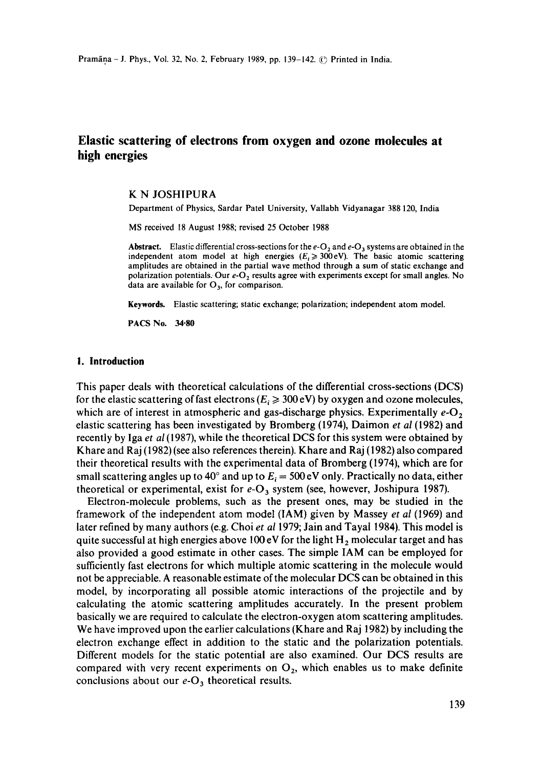# Elastic scattering of electrons from oxygen and ozone molecules at high energies

K N JOSHIPURA

Department of Physics, Sardar Patel University, Vallabh Vidyanagar 388 120, India

MS received 18 August 1988; revised 25 October 1988

**Abstract.** Elastic differential cross-sections for the $e$-$O_2$ and $e$-$O_3$ systems are obtained in the independent atom model at high energies ($E_i \geqslant 300\,\text{eV}$). The basic atomic scattering amplitudes are obtained in the partial wave method through a sum of static exchange and polarization potentials. Our $e$-$O_2$ results agree with experiments except for small angles. No data are available for $O_3$, for comparison.

**Keywords.** Elastic scattering; static exchange; polarization; independent atom model.

**PACS No.** 34·80

## 1. Introduction

This paper deals with theoretical calculations of the differential cross-sections (DCS) for the elastic scattering of fast electrons ($E_i \geqslant 300\,\text{eV}$) by oxygen and ozone molecules, which are of interest in atmospheric and gas-discharge physics. Experimentally $e$-$O_2$ elastic scattering has been investigated by Bromberg (1974), Daimon *et al* (1982) and recently by Iga *et al* (1987), while the theoretical DCS for this system were obtained by Khare and Raj (1982) (see also references therein). Khare and Raj (1982) also compared their theoretical results with the experimental data of Bromberg (1974), which are for small scattering angles up to 40° and up to $E_i = 500\,\text{eV}$ only. Practically no data, either theoretical or experimental, exist for $e$-$O_3$ system (see, however, Joshipura 1987).

Electron-molecule problems, such as the present ones, may be studied in the framework of the independent atom model (IAM) given by Massey *et al* (1969) and later refined by many authors (e.g. Choi *et al* 1979; Jain and Tayal 1984). This model is quite successful at high energies above 100 eV for the light $H_2$ molecular target and has also provided a good estimate in other cases. The simple IAM can be employed for sufficiently fast electrons for which multiple atomic scattering in the molecule would not be appreciable. A reasonable estimate of the molecular DCS can be obtained in this model, by incorporating all possible atomic interactions of the projectile and by calculating the atomic scattering amplitudes accurately. In the present problem basically we are required to calculate the electron-oxygen atom scattering amplitudes. We have improved upon the earlier calculations (Khare and Raj 1982) by including the electron exchange effect in addition to the static and the polarization potentials. Different models for the static potential are also examined. Our DCS results are compared with very recent experiments on $O_2$, which enables us to make definite conclusions about our $e$-$O_3$ theoretical results.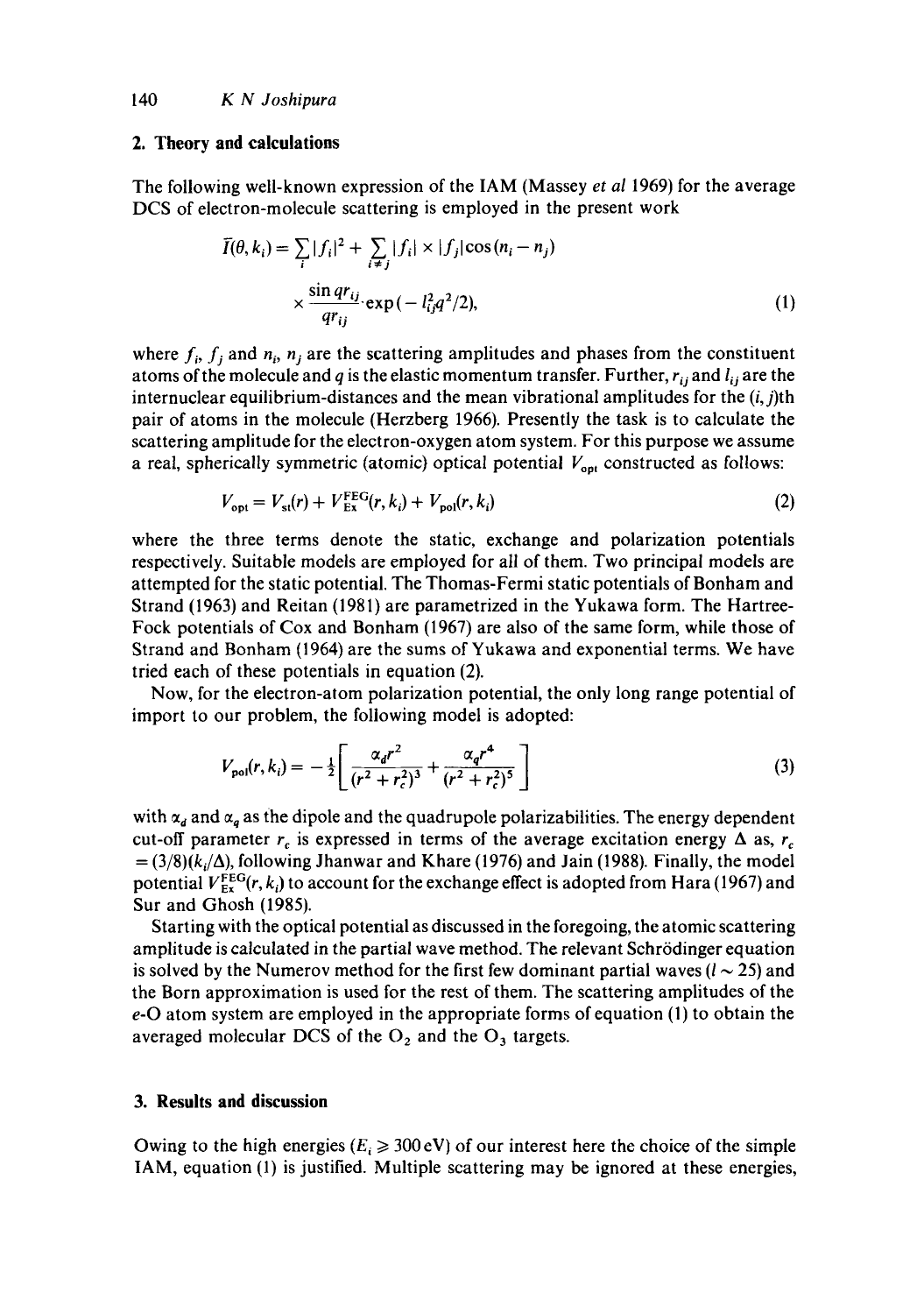## 2. Theory and calculations

The following well-known expression of the IAM (Massey *et al* 1969) for the average DCS of electron-molecule scattering is employed in the present work

$$\bar{I}(\theta, k_i) = \sum_i |f_i|^2 + \sum_{i \neq j} |f_i| \times |f_j| \cos(n_i - n_j) \times \frac{\sin q r_{ij}}{q r_{ij}} \cdot \exp(-l_{ij}^2 q^2/2), \tag{1}$$

where $f_i$, $f_j$ and $n_i$, $n_j$ are the scattering amplitudes and phases from the constituent atoms of the molecule and $q$ is the elastic momentum transfer. Further, $r_{ij}$ and $l_{ij}$ are the internuclear equilibrium-distances and the mean vibrational amplitudes for the $(i, j)$th pair of atoms in the molecule (Herzberg 1966). Presently the task is to calculate the scattering amplitude for the electron-oxygen atom system. For this purpose we assume a real, spherically symmetric (atomic) optical potential $V_{opt}$ constructed as follows:

$$V_{opt} = V_{st}(r) + V_{Ex}^{FEG}(r, k_i) + V_{pol}(r, k_i) \tag{2}$$

where the three terms denote the static, exchange and polarization potentials respectively. Suitable models are employed for all of them. Two principal models are attempted for the static potential. The Thomas-Fermi static potentials of Bonham and Strand (1963) and Reitan (1981) are parametrized in the Yukawa form. The Hartree-Fock potentials of Cox and Bonham (1967) are also of the same form, while those of Strand and Bonham (1964) are the sums of Yukawa and exponential terms. We have tried each of these potentials in equation (2).

Now, for the electron-atom polarization potential, the only long range potential of import to our problem, the following model is adopted:

$$V_{pol}(r, k_i) = -\frac{1}{2}\left[\frac{\alpha_d r^2}{(r^2 + r_c^2)^3} + \frac{\alpha_q r^4}{(r^2 + r_c^2)^5}\right] \tag{3}$$

with $\alpha_d$ and $\alpha_q$ as the dipole and the quadrupole polarizabilities. The energy dependent cut-off parameter $r_c$ is expressed in terms of the average excitation energy $\Delta$ as, $r_c = (3/8)(k_i/\Delta)$, following Jhanwar and Khare (1976) and Jain (1988). Finally, the model potential $V_{Ex}^{FEG}(r, k_i)$ to account for the exchange effect is adopted from Hara (1967) and Sur and Ghosh (1985).

Starting with the optical potential as discussed in the foregoing, the atomic scattering amplitude is calculated in the partial wave method. The relevant Schrödinger equation is solved by the Numerov method for the first few dominant partial waves ($l \sim 25$) and the Born approximation is used for the rest of them. The scattering amplitudes of the e-O atom system are employed in the appropriate forms of equation (1) to obtain the averaged molecular DCS of the $O_2$ and the $O_3$ targets.

## 3. Results and discussion

Owing to the high energies ($E_i \geqslant 300\,\text{eV}$) of our interest here the choice of the simple IAM, equation (1) is justified. Multiple scattering may be ignored at these energies,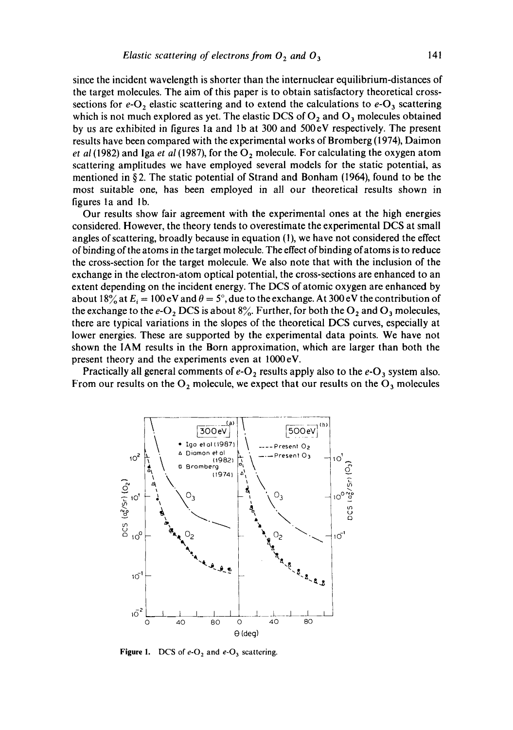since the incident wavelength is shorter than the internuclear equilibrium-distances of the target molecules. The aim of this paper is to obtain satisfactory theoretical cross-sections for $e$-$O_2$ elastic scattering and to extend the calculations to $e$-$O_3$ scattering which is not much explored as yet. The elastic DCS of $O_2$ and $O_3$ molecules obtained by us are exhibited in figures 1a and 1b at 300 and 500 eV respectively. The present results have been compared with the experimental works of Bromberg (1974), Daimon *et al* (1982) and Iga *et al* (1987), for the $O_2$ molecule. For calculating the oxygen atom scattering amplitudes we have employed several models for the static potential, as mentioned in § 2. The static potential of Strand and Bonham (1964), found to be the most suitable one, has been employed in all our theoretical results shown in figures 1a and 1b.

Our results show fair agreement with the experimental ones at the high energies considered. However, the theory tends to overestimate the experimental DCS at small angles of scattering, broadly because in equation (1), we have not considered the effect of binding of the atoms in the target molecule. The effect of binding of atoms is to reduce the cross-section for the target molecule. We also note that with the inclusion of the exchange in the electron-atom optical potential, the cross-sections are enhanced to an extent depending on the incident energy. The DCS of atomic oxygen are enhanced by about 18% at $E_i = 100$ eV and $\theta = 5°$, due to the exchange. At 300 eV the contribution of the exchange to the $e$-$O_2$ DCS is about 8%. Further, for both the $O_2$ and $O_3$ molecules, there are typical variations in the slopes of the theoretical DCS curves, especially at lower energies. These are supported by the experimental data points. We have not shown the IAM results in the Born approximation, which are larger than both the present theory and the experiments even at 1000 eV.

Practically all general comments of $e$-$O_2$ results apply also to the $e$-$O_3$ system also. From our results on the $O_2$ molecule, we expect that our results on the $O_3$ molecules

**Figure 1.** DCS of $e$-$O_2$ and $e$-$O_3$ scattering.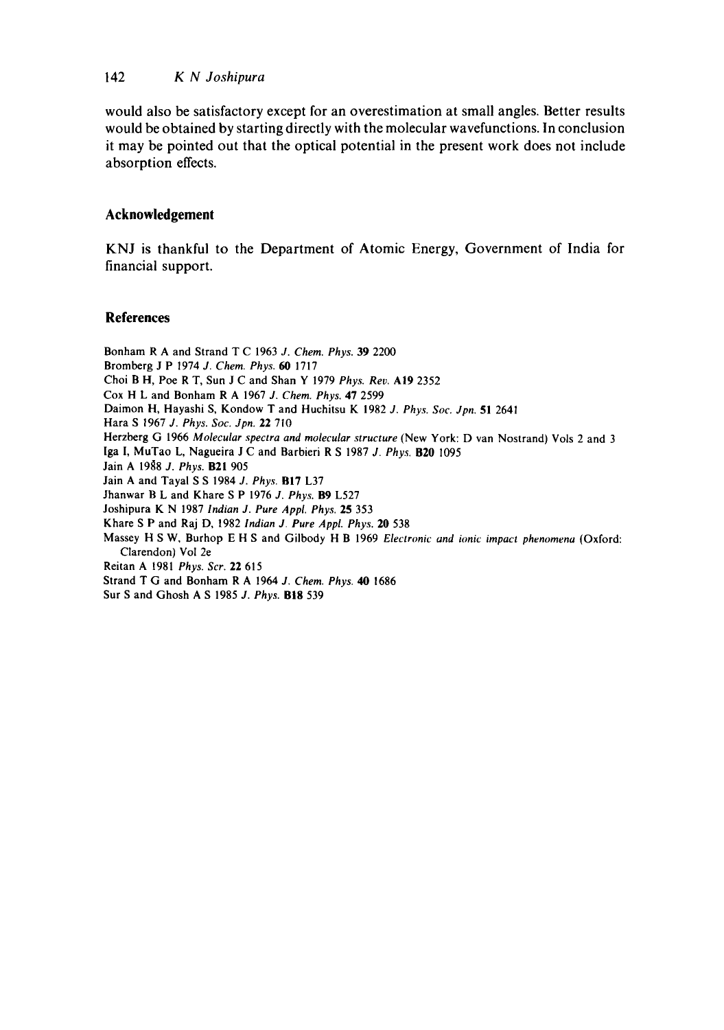would also be satisfactory except for an overestimation at small angles. Better results would be obtained by starting directly with the molecular wavefunctions. In conclusion it may be pointed out that the optical potential in the present work does not include absorption effects.

## Acknowledgement

KNJ is thankful to the Department of Atomic Energy, Government of India for financial support.

## References

Bonham R A and Strand T C 1963 *J. Chem. Phys.* **39** 2200

Bromberg J P 1974 *J. Chem. Phys.* **60** 1717

Choi B H, Poe R T, Sun J C and Shan Y 1979 *Phys. Rev.* **A19** 2352

Cox H L and Bonham R A 1967 *J. Chem. Phys.* **47** 2599

Daimon H, Hayashi S, Kondow T and Huchitsu K 1982 *J. Phys. Soc. Jpn.* **51** 2641

Hara S 1967 *J. Phys. Soc. Jpn.* **22** 710

Herzberg G 1966 *Molecular spectra and molecular structure* (New York: D van Nostrand) Vols 2 and 3

Iga I, MuTao L, Nagueira J C and Barbieri R S 1987 *J. Phys.* **B20** 1095

Jain A 1988 *J. Phys.* **B21** 905

Jain A and Tayal S S 1984 *J. Phys.* **B17** L37

Jhanwar B L and Khare S P 1976 *J. Phys.* **B9** L527

Joshipura K N 1987 *Indian J. Pure Appl. Phys.* **25** 353

Khare S P and Raj D, 1982 *Indian J. Pure Appl. Phys.* **20** 538

Massey H S W, Burhop E H S and Gilbody H B 1969 *Electronic and ionic impact phenomena* (Oxford: Clarendon) Vol 2e

Reitan A 1981 *Phys. Scr.* **22** 615

Strand T G and Bonham R A 1964 *J. Chem. Phys.* **40** 1686

Sur S and Ghosh A S 1985 *J. Phys.* **B18** 539